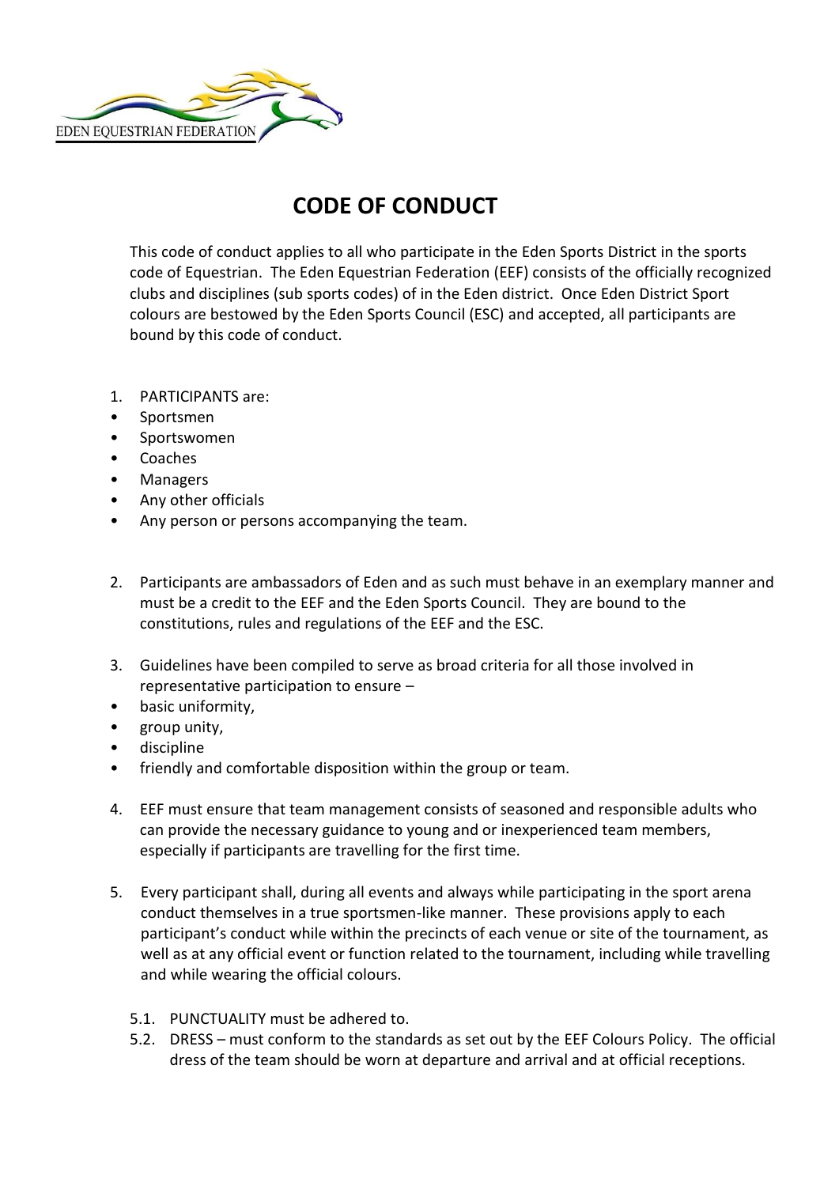EDEN EQUESTRIAN FEDERATION

# CODE OF CONDUCT

This code of conduct applies to all who participate in the Eden Sports District in the sports code of Equestrian. The Eden Equestrian Federation (EEF) consists of the officially recognized clubs and disciplines (sub sports codes) of in the Eden district. Once Eden District Sport colours are bestowed by the Eden Sports Council (ESC) and accepted, all participants are bound by this code of conduct.

1. PARTICIPANTS are:
   - Sportsmen
   - Sportswomen
   - Coaches
   - Managers
   - Any other officials
   - Any person or persons accompanying the team.

2. Participants are ambassadors of Eden and as such must behave in an exemplary manner and must be a credit to the EEF and the Eden Sports Council. They are bound to the constitutions, rules and regulations of the EEF and the ESC.

3. Guidelines have been compiled to serve as broad criteria for all those involved in representative participation to ensure –
   - basic uniformity,
   - group unity,
   - discipline
   - friendly and comfortable disposition within the group or team.

4. EEF must ensure that team management consists of seasoned and responsible adults who can provide the necessary guidance to young and or inexperienced team members, especially if participants are travelling for the first time.

5. Every participant shall, during all events and always while participating in the sport arena conduct themselves in a true sportsmen-like manner. These provisions apply to each participant's conduct while within the precincts of each venue or site of the tournament, as well as at any official event or function related to the tournament, including while travelling and while wearing the official colours.

   5.1. PUNCTUALITY must be adhered to.

   5.2. DRESS – must conform to the standards as set out by the EEF Colours Policy. The official dress of the team should be worn at departure and arrival and at official receptions.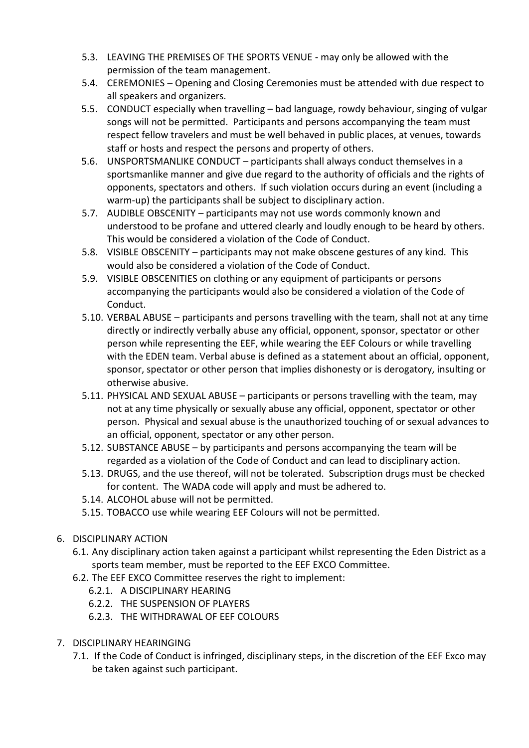5.3. LEAVING THE PREMISES OF THE SPORTS VENUE - may only be allowed with the permission of the team management.

5.4. CEREMONIES – Opening and Closing Ceremonies must be attended with due respect to all speakers and organizers.

5.5. CONDUCT especially when travelling – bad language, rowdy behaviour, singing of vulgar songs will not be permitted. Participants and persons accompanying the team must respect fellow travelers and must be well behaved in public places, at venues, towards staff or hosts and respect the persons and property of others.

5.6. UNSPORTSMANLIKE CONDUCT – participants shall always conduct themselves in a sportsmanlike manner and give due regard to the authority of officials and the rights of opponents, spectators and others. If such violation occurs during an event (including a warm-up) the participants shall be subject to disciplinary action.

5.7. AUDIBLE OBSCENITY – participants may not use words commonly known and understood to be profane and uttered clearly and loudly enough to be heard by others. This would be considered a violation of the Code of Conduct.

5.8. VISIBLE OBSCENITY – participants may not make obscene gestures of any kind. This would also be considered a violation of the Code of Conduct.

5.9. VISIBLE OBSCENITIES on clothing or any equipment of participants or persons accompanying the participants would also be considered a violation of the Code of Conduct.

5.10. VERBAL ABUSE – participants and persons travelling with the team, shall not at any time directly or indirectly verbally abuse any official, opponent, sponsor, spectator or other person while representing the EEF, while wearing the EEF Colours or while travelling with the EDEN team. Verbal abuse is defined as a statement about an official, opponent, sponsor, spectator or other person that implies dishonesty or is derogatory, insulting or otherwise abusive.

5.11. PHYSICAL AND SEXUAL ABUSE – participants or persons travelling with the team, may not at any time physically or sexually abuse any official, opponent, spectator or other person. Physical and sexual abuse is the unauthorized touching of or sexual advances to an official, opponent, spectator or any other person.

5.12. SUBSTANCE ABUSE – by participants and persons accompanying the team will be regarded as a violation of the Code of Conduct and can lead to disciplinary action.

5.13. DRUGS, and the use thereof, will not be tolerated. Subscription drugs must be checked for content. The WADA code will apply and must be adhered to.

5.14. ALCOHOL abuse will not be permitted.

5.15. TOBACCO use while wearing EEF Colours will not be permitted.

## 6. DISCIPLINARY ACTION

6.1. Any disciplinary action taken against a participant whilst representing the Eden District as a sports team member, must be reported to the EEF EXCO Committee.

6.2. The EEF EXCO Committee reserves the right to implement:

- 6.2.1. A DISCIPLINARY HEARING
- 6.2.2. THE SUSPENSION OF PLAYERS
- 6.2.3. THE WITHDRAWAL OF EEF COLOURS

## 7. DISCIPLINARY HEARINGING

7.1. If the Code of Conduct is infringed, disciplinary steps, in the discretion of the EEF Exco may be taken against such participant.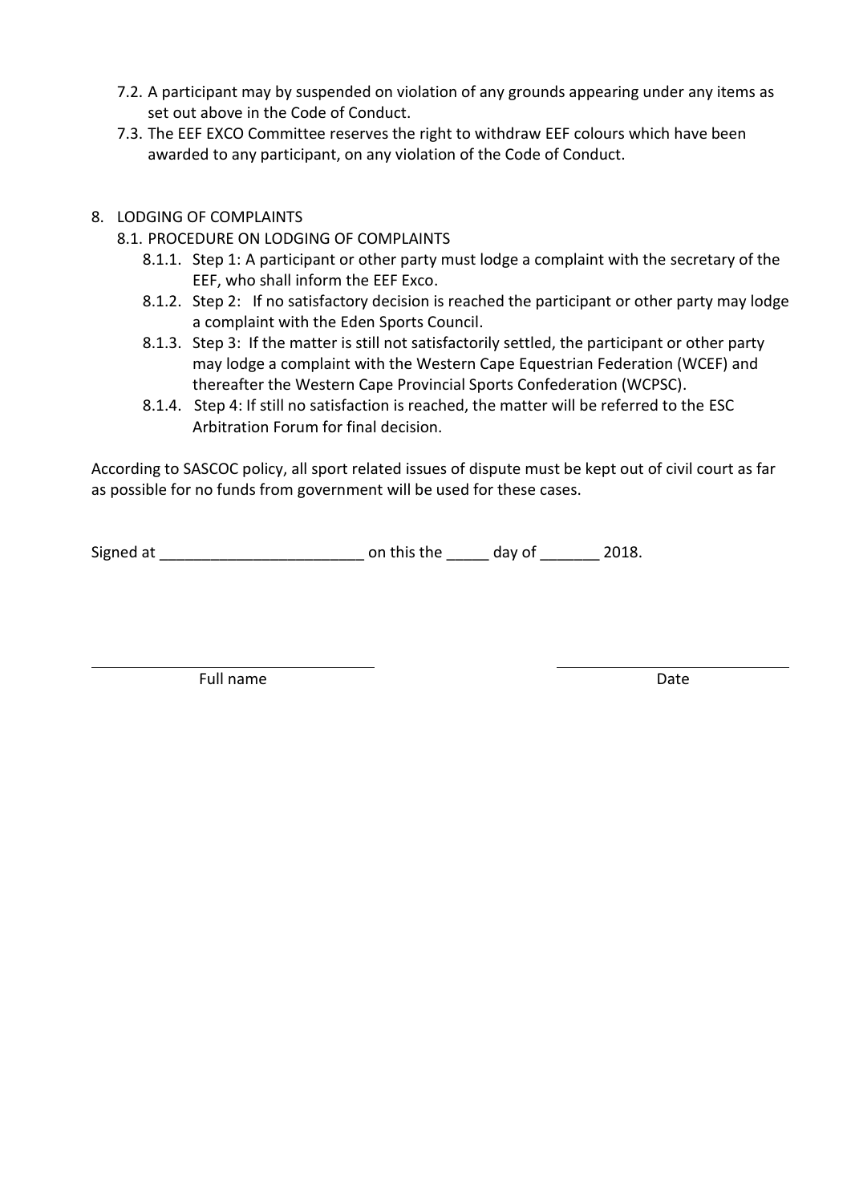7.2. A participant may by suspended on violation of any grounds appearing under any items as set out above in the Code of Conduct.

7.3. The EEF EXCO Committee reserves the right to withdraw EEF colours which have been awarded to any participant, on any violation of the Code of Conduct.

8. LODGING OF COMPLAINTS

8.1. PROCEDURE ON LODGING OF COMPLAINTS

8.1.1. Step 1: A participant or other party must lodge a complaint with the secretary of the EEF, who shall inform the EEF Exco.

8.1.2. Step 2: If no satisfactory decision is reached the participant or other party may lodge a complaint with the Eden Sports Council.

8.1.3. Step 3: If the matter is still not satisfactorily settled, the participant or other party may lodge a complaint with the Western Cape Equestrian Federation (WCEF) and thereafter the Western Cape Provincial Sports Confederation (WCPSC).

8.1.4. Step 4: If still no satisfaction is reached, the matter will be referred to the ESC Arbitration Forum for final decision.

According to SASCOC policy, all sport related issues of dispute must be kept out of civil court as far as possible for no funds from government will be used for these cases.

Signed at ________________________ on this the _____ day of _______ 2018.

_______________________________                _______________________________

Full name                                                        Date